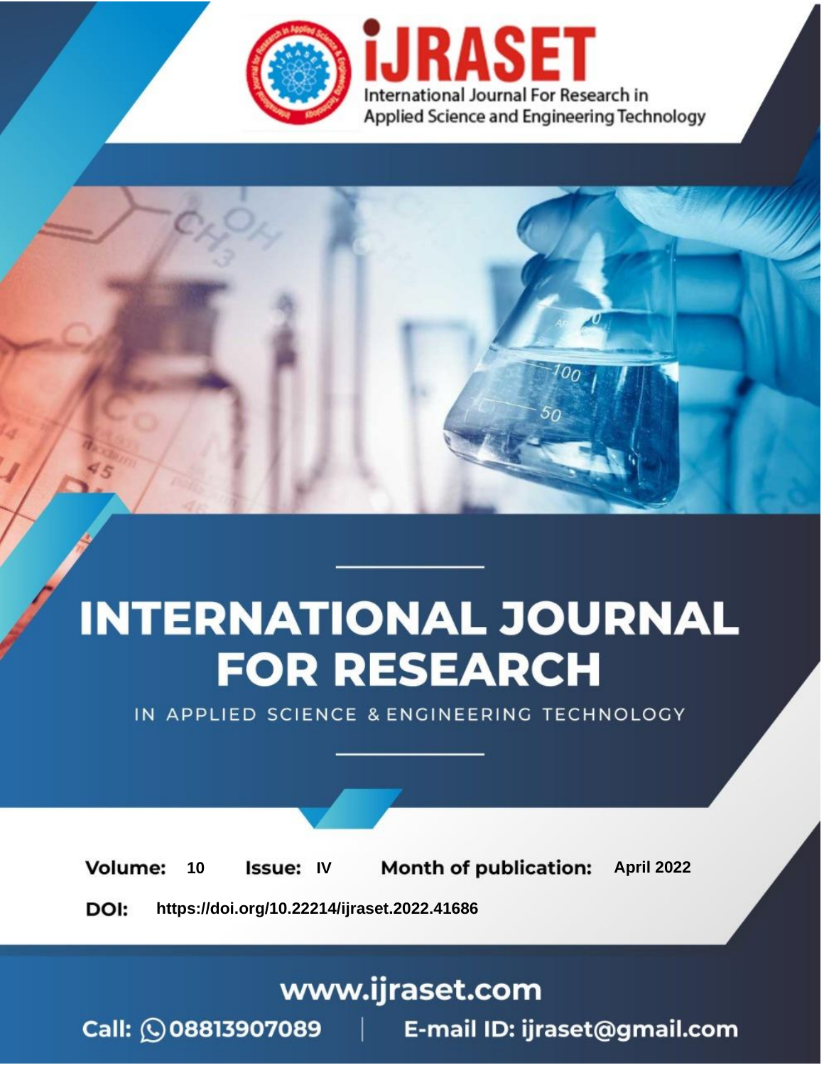# iJRASET

International Journal For Research in Applied Science and Engineering Technology

# INTERNATIONAL JOURNAL FOR RESEARCH

IN APPLIED SCIENCE & ENGINEERING TECHNOLOGY

**Volume:** 10 **Issue:** IV **Month of publication:** April 2022

**DOI:** https://doi.org/10.22214/ijraset.2022.41686

www.ijraset.com

Call: 08813907089 | E-mail ID: ijraset@gmail.com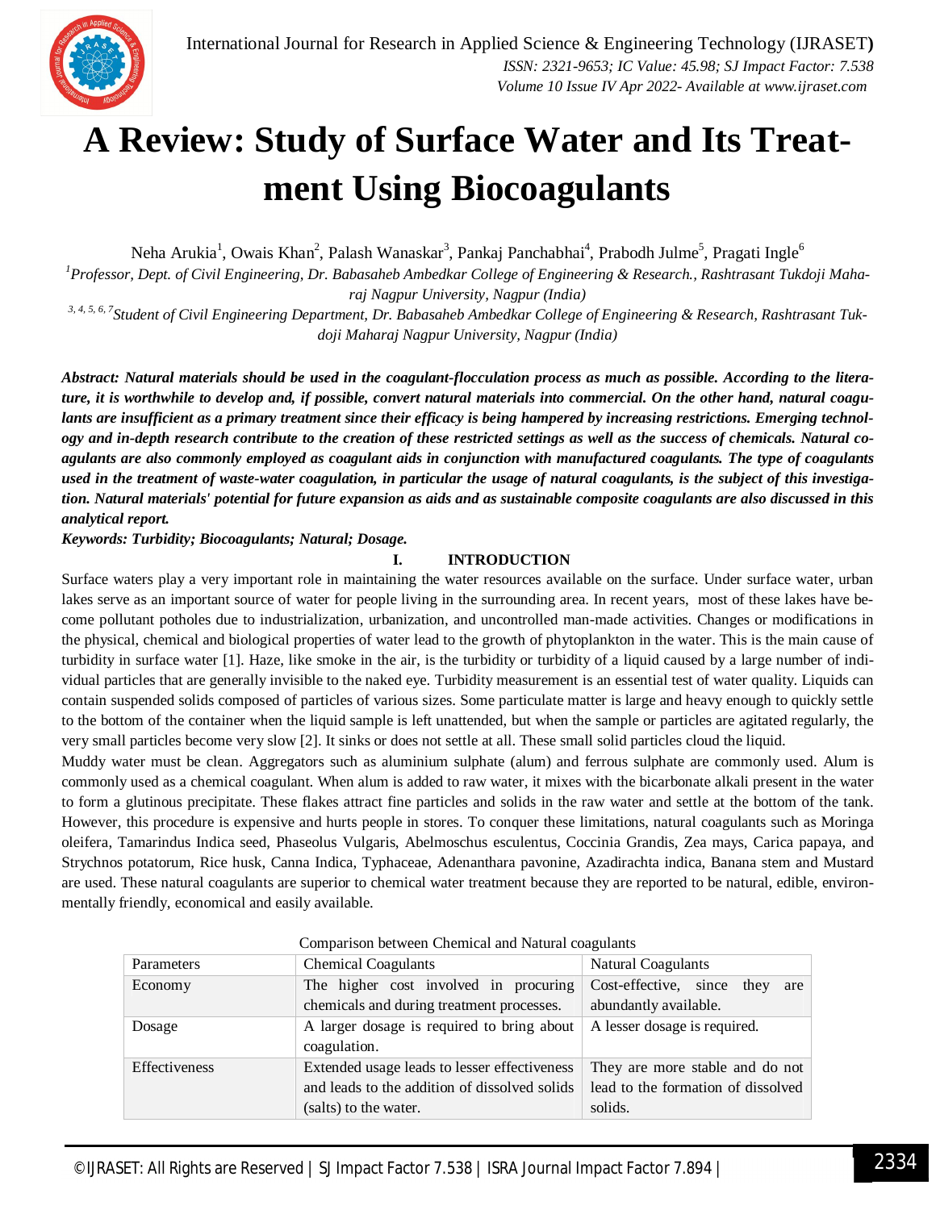# A Review: Study of Surface Water and Its Treatment Using Biocoagulants

Neha Arukia[1], Owais Khan[2], Palash Wanaskar[3], Pankaj Panchabhai[4], Prabodh Julme[5], Pragati Ingle[6]

[1]*Professor, Dept. of Civil Engineering, Dr. Babasaheb Ambedkar College of Engineering & Research., Rashtrasant Tukdoji Maharaj Nagpur University, Nagpur (India)*

[3, 4, 5, 6, 7]*Student of Civil Engineering Department, Dr. Babasaheb Ambedkar College of Engineering & Research, Rashtrasant Tukdoji Maharaj Nagpur University, Nagpur (India)*

***Abstract: Natural materials should be used in the coagulant-flocculation process as much as possible. According to the literature, it is worthwhile to develop and, if possible, convert natural materials into commercial. On the other hand, natural coagulants are insufficient as a primary treatment since their efficacy is being hampered by increasing restrictions. Emerging technology and in-depth research contribute to the creation of these restricted settings as well as the success of chemicals. Natural coagulants are also commonly employed as coagulant aids in conjunction with manufactured coagulants. The type of coagulants used in the treatment of waste-water coagulation, in particular the usage of natural coagulants, is the subject of this investigation. Natural materials' potential for future expansion as aids and as sustainable composite coagulants are also discussed in this analytical report.***

***Keywords: Turbidity; Biocoagulants; Natural; Dosage.***

## I. INTRODUCTION

Surface waters play a very important role in maintaining the water resources available on the surface. Under surface water, urban lakes serve as an important source of water for people living in the surrounding area. In recent years, most of these lakes have become pollutant potholes due to industrialization, urbanization, and uncontrolled man-made activities. Changes or modifications in the physical, chemical and biological properties of water lead to the growth of phytoplankton in the water. This is the main cause of turbidity in surface water [1]. Haze, like smoke in the air, is the turbidity or turbidity of a liquid caused by a large number of individual particles that are generally invisible to the naked eye. Turbidity measurement is an essential test of water quality. Liquids can contain suspended solids composed of particles of various sizes. Some particulate matter is large and heavy enough to quickly settle to the bottom of the container when the liquid sample is left unattended, but when the sample or particles are agitated regularly, the very small particles become very slow [2]. It sinks or does not settle at all. These small solid particles cloud the liquid.

Muddy water must be clean. Aggregators such as aluminium sulphate (alum) and ferrous sulphate are commonly used. Alum is commonly used as a chemical coagulant. When alum is added to raw water, it mixes with the bicarbonate alkali present in the water to form a glutinous precipitate. These flakes attract fine particles and solids in the raw water and settle at the bottom of the tank. However, this procedure is expensive and hurts people in stores. To conquer these limitations, natural coagulants such as Moringa oleifera, Tamarindus Indica seed, Phaseolus Vulgaris, Abelmoschus esculentus, Coccinia Grandis, Zea mays, Carica papaya, and Strychnos potatorum, Rice husk, Canna Indica, Typhaceae, Adenanthara pavonine, Azadirachta indica, Banana stem and Mustard are used. These natural coagulants are superior to chemical water treatment because they are reported to be natural, edible, environmentally friendly, economical and easily available.

Comparison between Chemical and Natural coagulants

| Parameters | Chemical Coagulants | Natural Coagulants |
|---|---|---|
| Economy | The higher cost involved in procuring chemicals and during treatment processes. | Cost-effective, since they are abundantly available. |
| Dosage | A larger dosage is required to bring about coagulation. | A lesser dosage is required. |
| Effectiveness | Extended usage leads to lesser effectiveness and leads to the addition of dissolved solids (salts) to the water. | They are more stable and do not lead to the formation of dissolved solids. |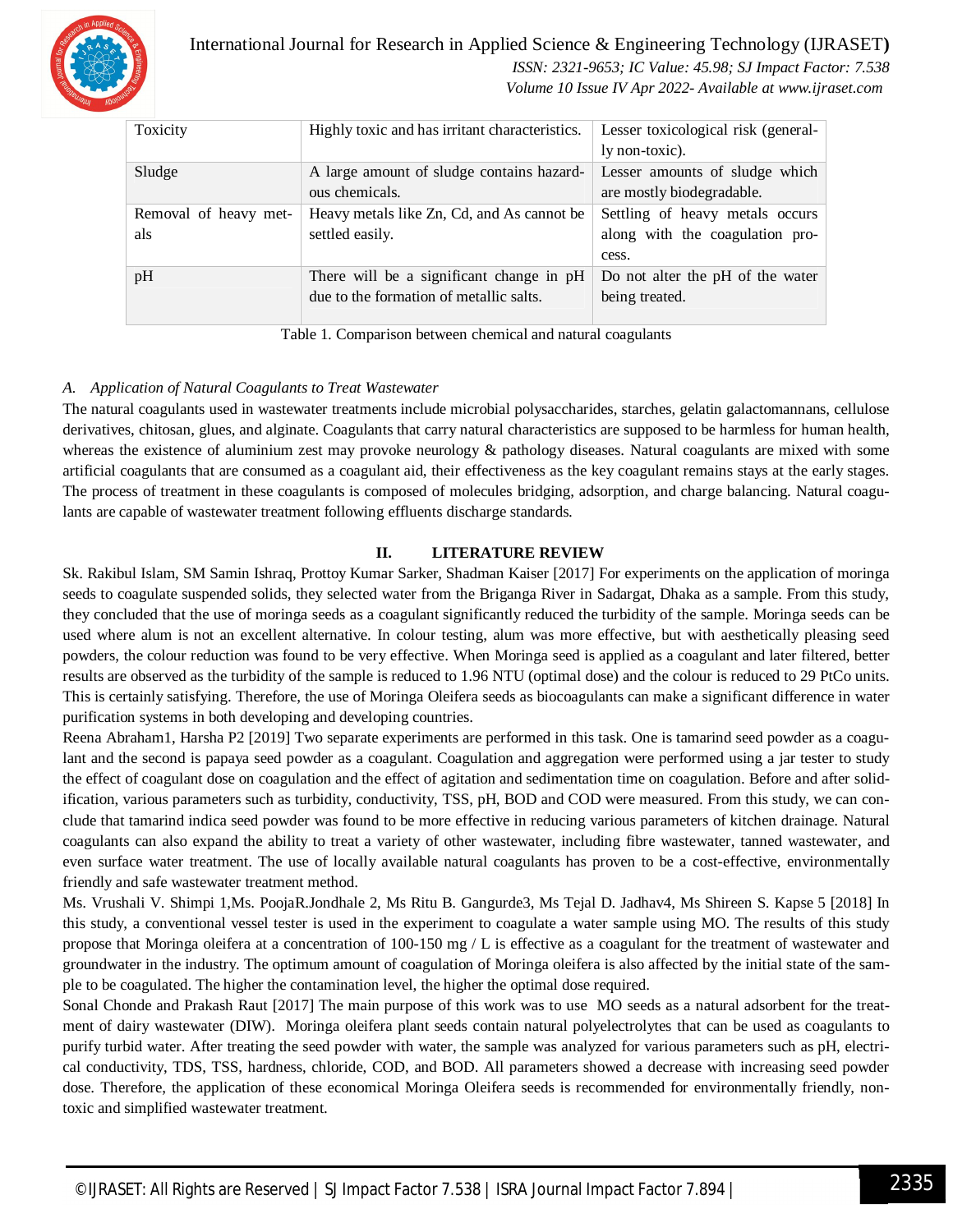| Toxicity | Highly toxic and has irritant characteristics. | Lesser toxicological risk (generally non-toxic). |
| --- | --- | --- |
| Sludge | A large amount of sludge contains hazardous chemicals. | Lesser amounts of sludge which are mostly biodegradable. |
| Removal of heavy metals | Heavy metals like Zn, Cd, and As cannot be settled easily. | Settling of heavy metals occurs along with the coagulation process. |
| pH | There will be a significant change in pH due to the formation of metallic salts. | Do not alter the pH of the water being treated. |

Table 1. Comparison between chemical and natural coagulants

### *A. Application of Natural Coagulants to Treat Wastewater*

The natural coagulants used in wastewater treatments include microbial polysaccharides, starches, gelatin galactomannans, cellulose derivatives, chitosan, glues, and alginate. Coagulants that carry natural characteristics are supposed to be harmless for human health, whereas the existence of aluminium zest may provoke neurology & pathology diseases. Natural coagulants are mixed with some artificial coagulants that are consumed as a coagulant aid, their effectiveness as the key coagulant remains stays at the early stages. The process of treatment in these coagulants is composed of molecules bridging, adsorption, and charge balancing. Natural coagulants are capable of wastewater treatment following effluents discharge standards.

## II. LITERATURE REVIEW

Sk. Rakibul Islam, SM Samin Ishraq, Prottoy Kumar Sarker, Shadman Kaiser [2017] For experiments on the application of moringa seeds to coagulate suspended solids, they selected water from the Briganga River in Sadargat, Dhaka as a sample. From this study, they concluded that the use of moringa seeds as a coagulant significantly reduced the turbidity of the sample. Moringa seeds can be used where alum is not an excellent alternative. In colour testing, alum was more effective, but with aesthetically pleasing seed powders, the colour reduction was found to be very effective. When Moringa seed is applied as a coagulant and later filtered, better results are observed as the turbidity of the sample is reduced to 1.96 NTU (optimal dose) and the colour is reduced to 29 PtCo units. This is certainly satisfying. Therefore, the use of Moringa Oleifera seeds as biocoagulants can make a significant difference in water purification systems in both developing and developing countries.

Reena Abraham1, Harsha P2 [2019] Two separate experiments are performed in this task. One is tamarind seed powder as a coagulant and the second is papaya seed powder as a coagulant. Coagulation and aggregation were performed using a jar tester to study the effect of coagulant dose on coagulation and the effect of agitation and sedimentation time on coagulation. Before and after solidification, various parameters such as turbidity, conductivity, TSS, pH, BOD and COD were measured. From this study, we can conclude that tamarind indica seed powder was found to be more effective in reducing various parameters of kitchen drainage. Natural coagulants can also expand the ability to treat a variety of other wastewater, including fibre wastewater, tanned wastewater, and even surface water treatment. The use of locally available natural coagulants has proven to be a cost-effective, environmentally friendly and safe wastewater treatment method.

Ms. Vrushali V. Shimpi 1,Ms. PoojaR.Jondhale 2, Ms Ritu B. Gangurde3, Ms Tejal D. Jadhav4, Ms Shireen S. Kapse 5 [2018] In this study, a conventional vessel tester is used in the experiment to coagulate a water sample using MO. The results of this study propose that Moringa oleifera at a concentration of 100-150 mg / L is effective as a coagulant for the treatment of wastewater and groundwater in the industry. The optimum amount of coagulation of Moringa oleifera is also affected by the initial state of the sample to be coagulated. The higher the contamination level, the higher the optimal dose required.

Sonal Chonde and Prakash Raut [2017] The main purpose of this work was to use MO seeds as a natural adsorbent for the treatment of dairy wastewater (DIW). Moringa oleifera plant seeds contain natural polyelectrolytes that can be used as coagulants to purify turbid water. After treating the seed powder with water, the sample was analyzed for various parameters such as pH, electrical conductivity, TDS, TSS, hardness, chloride, COD, and BOD. All parameters showed a decrease with increasing seed powder dose. Therefore, the application of these economical Moringa Oleifera seeds is recommended for environmentally friendly, non-toxic and simplified wastewater treatment.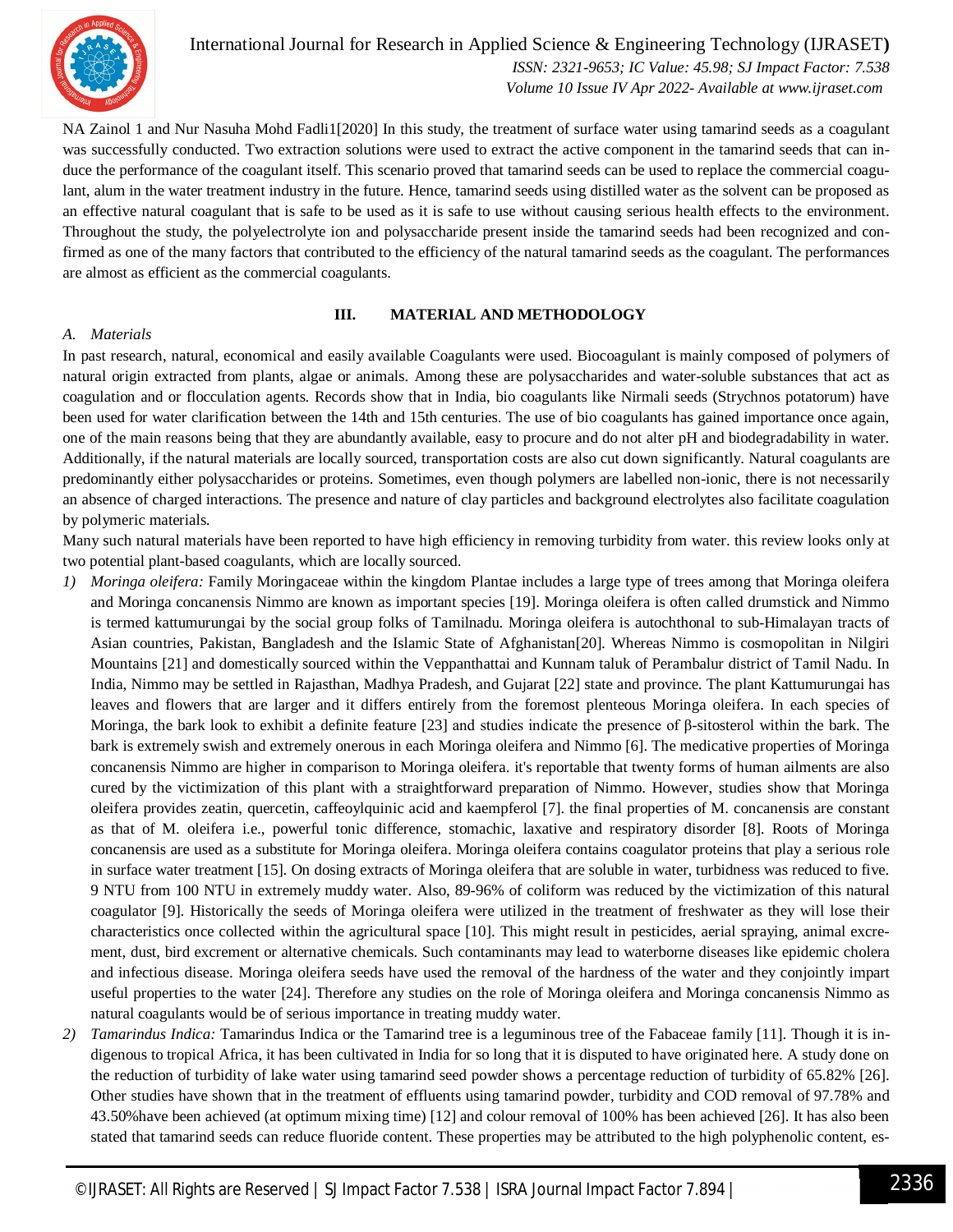NA Zainol 1 and Nur Nasuha Mohd Fadli1[2020] In this study, the treatment of surface water using tamarind seeds as a coagulant was successfully conducted. Two extraction solutions were used to extract the active component in the tamarind seeds that can induce the performance of the coagulant itself. This scenario proved that tamarind seeds can be used to replace the commercial coagulant, alum in the water treatment industry in the future. Hence, tamarind seeds using distilled water as the solvent can be proposed as an effective natural coagulant that is safe to be used as it is safe to use without causing serious health effects to the environment. Throughout the study, the polyelectrolyte ion and polysaccharide present inside the tamarind seeds had been recognized and confirmed as one of the many factors that contributed to the efficiency of the natural tamarind seeds as the coagulant. The performances are almost as efficient as the commercial coagulants.

## III. MATERIAL AND METHODOLOGY

### *A. Materials*

In past research, natural, economical and easily available Coagulants were used. Biocoagulant is mainly composed of polymers of natural origin extracted from plants, algae or animals. Among these are polysaccharides and water-soluble substances that act as coagulation and or flocculation agents. Records show that in India, bio coagulants like Nirmali seeds (Strychnos potatorum) have been used for water clarification between the 14th and 15th centuries. The use of bio coagulants has gained importance once again, one of the main reasons being that they are abundantly available, easy to procure and do not alter pH and biodegradability in water. Additionally, if the natural materials are locally sourced, transportation costs are also cut down significantly. Natural coagulants are predominantly either polysaccharides or proteins. Sometimes, even though polymers are labelled non-ionic, there is not necessarily an absence of charged interactions. The presence and nature of clay particles and background electrolytes also facilitate coagulation by polymeric materials.

Many such natural materials have been reported to have high efficiency in removing turbidity from water. this review looks only at two potential plant-based coagulants, which are locally sourced.

1) *Moringa oleifera:* Family Moringaceae within the kingdom Plantae includes a large type of trees among that Moringa oleifera and Moringa concanensis Nimmo are known as important species [19]. Moringa oleifera is often called drumstick and Nimmo is termed kattumurungai by the social group folks of Tamilnadu. Moringa oleifera is autochthonal to sub-Himalayan tracts of Asian countries, Pakistan, Bangladesh and the Islamic State of Afghanistan[20]. Whereas Nimmo is cosmopolitan in Nilgiri Mountains [21] and domestically sourced within the Veppanthattai and Kunnam taluk of Perambalur district of Tamil Nadu. In India, Nimmo may be settled in Rajasthan, Madhya Pradesh, and Gujarat [22] state and province. The plant Kattumurungai has leaves and flowers that are larger and it differs entirely from the foremost plenteous Moringa oleifera. In each species of Moringa, the bark look to exhibit a definite feature [23] and studies indicate the presence of β-sitosterol within the bark. The bark is extremely swish and extremely onerous in each Moringa oleifera and Nimmo [6]. The medicative properties of Moringa concanensis Nimmo are higher in comparison to Moringa oleifera. it's reportable that twenty forms of human ailments are also cured by the victimization of this plant with a straightforward preparation of Nimmo. However, studies show that Moringa oleifera provides zeatin, quercetin, caffeoylquinic acid and kaempferol [7]. the final properties of M. concanensis are constant as that of M. oleifera i.e., powerful tonic difference, stomachic, laxative and respiratory disorder [8]. Roots of Moringa concanensis are used as a substitute for Moringa oleifera. Moringa oleifera contains coagulator proteins that play a serious role in surface water treatment [15]. On dosing extracts of Moringa oleifera that are soluble in water, turbidness was reduced to five. 9 NTU from 100 NTU in extremely muddy water. Also, 89-96% of coliform was reduced by the victimization of this natural coagulator [9]. Historically the seeds of Moringa oleifera were utilized in the treatment of freshwater as they will lose their characteristics once collected within the agricultural space [10]. This might result in pesticides, aerial spraying, animal excrement, dust, bird excrement or alternative chemicals. Such contaminants may lead to waterborne diseases like epidemic cholera and infectious disease. Moringa oleifera seeds have used the removal of the hardness of the water and they conjointly impart useful properties to the water [24]. Therefore any studies on the role of Moringa oleifera and Moringa concanensis Nimmo as natural coagulants would be of serious importance in treating muddy water.
2) *Tamarindus Indica:* Tamarindus Indica or the Tamarind tree is a leguminous tree of the Fabaceae family [11]. Though it is indigenous to tropical Africa, it has been cultivated in India for so long that it is disputed to have originated here. A study done on the reduction of turbidity of lake water using tamarind seed powder shows a percentage reduction of turbidity of 65.82% [26]. Other studies have shown that in the treatment of effluents using tamarind powder, turbidity and COD removal of 97.78% and 43.50%have been achieved (at optimum mixing time) [12] and colour removal of 100% has been achieved [26]. It has also been stated that tamarind seeds can reduce fluoride content. These properties may be attributed to the high polyphenolic content, es-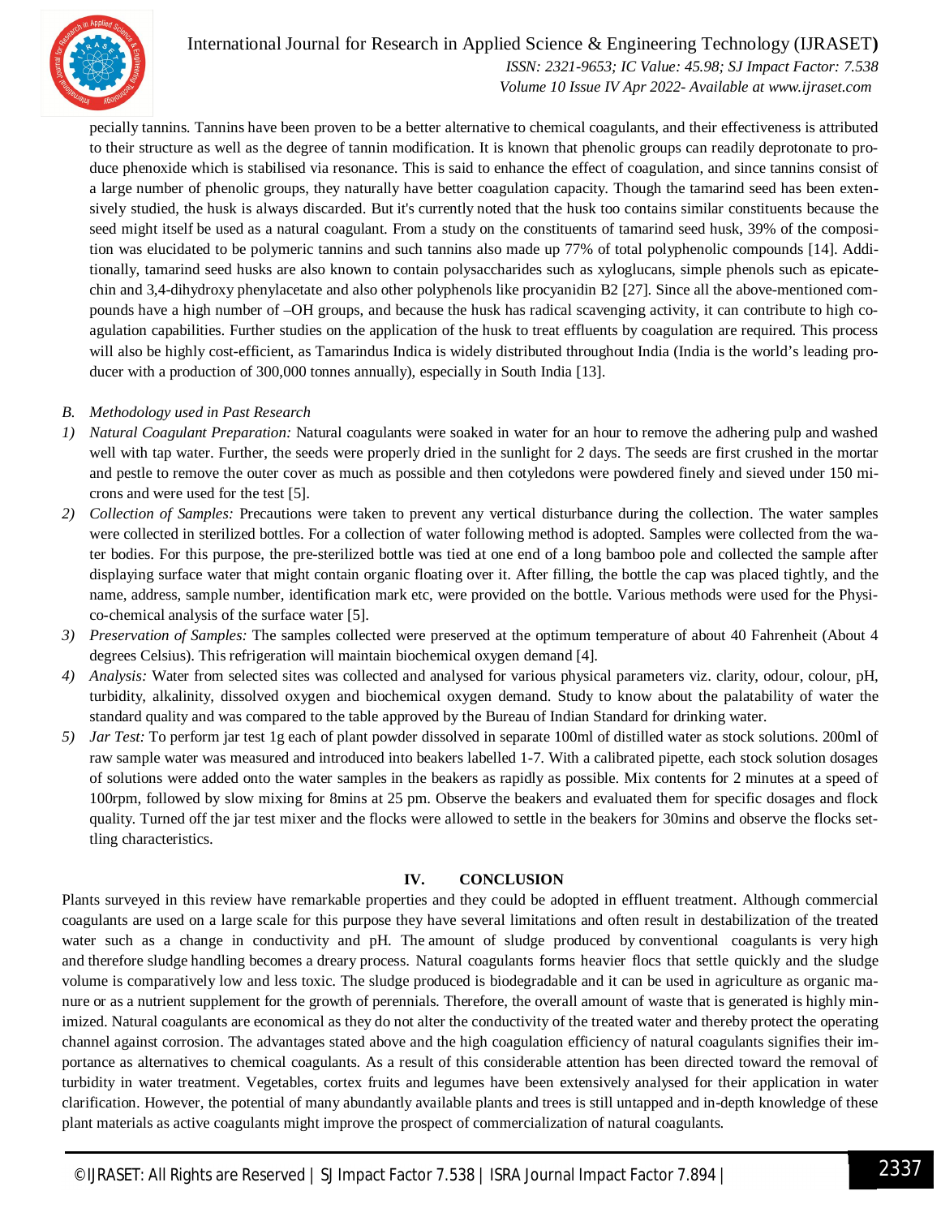pecially tannins. Tannins have been proven to be a better alternative to chemical coagulants, and their effectiveness is attributed to their structure as well as the degree of tannin modification. It is known that phenolic groups can readily deprotonate to produce phenoxide which is stabilised via resonance. This is said to enhance the effect of coagulation, and since tannins consist of a large number of phenolic groups, they naturally have better coagulation capacity. Though the tamarind seed has been extensively studied, the husk is always discarded. But it's currently noted that the husk too contains similar constituents because the seed might itself be used as a natural coagulant. From a study on the constituents of tamarind seed husk, 39% of the composition was elucidated to be polymeric tannins and such tannins also made up 77% of total polyphenolic compounds [14]. Additionally, tamarind seed husks are also known to contain polysaccharides such as xyloglucans, simple phenols such as epicatechin and 3,4-dihydroxy phenylacetate and also other polyphenols like procyanidin B2 [27]. Since all the above-mentioned compounds have a high number of –OH groups, and because the husk has radical scavenging activity, it can contribute to high coagulation capabilities. Further studies on the application of the husk to treat effluents by coagulation are required. This process will also be highly cost-efficient, as Tamarindus Indica is widely distributed throughout India (India is the world's leading producer with a production of 300,000 tonnes annually), especially in South India [13].

### B. *Methodology used in Past Research*

1) *Natural Coagulant Preparation:* Natural coagulants were soaked in water for an hour to remove the adhering pulp and washed well with tap water. Further, the seeds were properly dried in the sunlight for 2 days. The seeds are first crushed in the mortar and pestle to remove the outer cover as much as possible and then cotyledons were powdered finely and sieved under 150 microns and were used for the test [5].
2) *Collection of Samples:* Precautions were taken to prevent any vertical disturbance during the collection. The water samples were collected in sterilized bottles. For a collection of water following method is adopted. Samples were collected from the water bodies. For this purpose, the pre-sterilized bottle was tied at one end of a long bamboo pole and collected the sample after displaying surface water that might contain organic floating over it. After filling, the bottle the cap was placed tightly, and the name, address, sample number, identification mark etc, were provided on the bottle. Various methods were used for the Physico-chemical analysis of the surface water [5].
3) *Preservation of Samples:* The samples collected were preserved at the optimum temperature of about 40 Fahrenheit (About 4 degrees Celsius). This refrigeration will maintain biochemical oxygen demand [4].
4) *Analysis:* Water from selected sites was collected and analysed for various physical parameters viz. clarity, odour, colour, pH, turbidity, alkalinity, dissolved oxygen and biochemical oxygen demand. Study to know about the palatability of water the standard quality and was compared to the table approved by the Bureau of Indian Standard for drinking water.
5) *Jar Test:* To perform jar test 1g each of plant powder dissolved in separate 100ml of distilled water as stock solutions. 200ml of raw sample water was measured and introduced into beakers labelled 1-7. With a calibrated pipette, each stock solution dosages of solutions were added onto the water samples in the beakers as rapidly as possible. Mix contents for 2 minutes at a speed of 100rpm, followed by slow mixing for 8mins at 25 pm. Observe the beakers and evaluated them for specific dosages and flock quality. Turned off the jar test mixer and the flocks were allowed to settle in the beakers for 30mins and observe the flocks settling characteristics.

## IV. CONCLUSION

Plants surveyed in this review have remarkable properties and they could be adopted in effluent treatment. Although commercial coagulants are used on a large scale for this purpose they have several limitations and often result in destabilization of the treated water such as a change in conductivity and pH. The amount of sludge produced by conventional coagulants is very high and therefore sludge handling becomes a dreary process. Natural coagulants forms heavier flocs that settle quickly and the sludge volume is comparatively low and less toxic. The sludge produced is biodegradable and it can be used in agriculture as organic manure or as a nutrient supplement for the growth of perennials. Therefore, the overall amount of waste that is generated is highly minimized. Natural coagulants are economical as they do not alter the conductivity of the treated water and thereby protect the operating channel against corrosion. The advantages stated above and the high coagulation efficiency of natural coagulants signifies their importance as alternatives to chemical coagulants. As a result of this considerable attention has been directed toward the removal of turbidity in water treatment. Vegetables, cortex fruits and legumes have been extensively analysed for their application in water clarification. However, the potential of many abundantly available plants and trees is still untapped and in-depth knowledge of these plant materials as active coagulants might improve the prospect of commercialization of natural coagulants.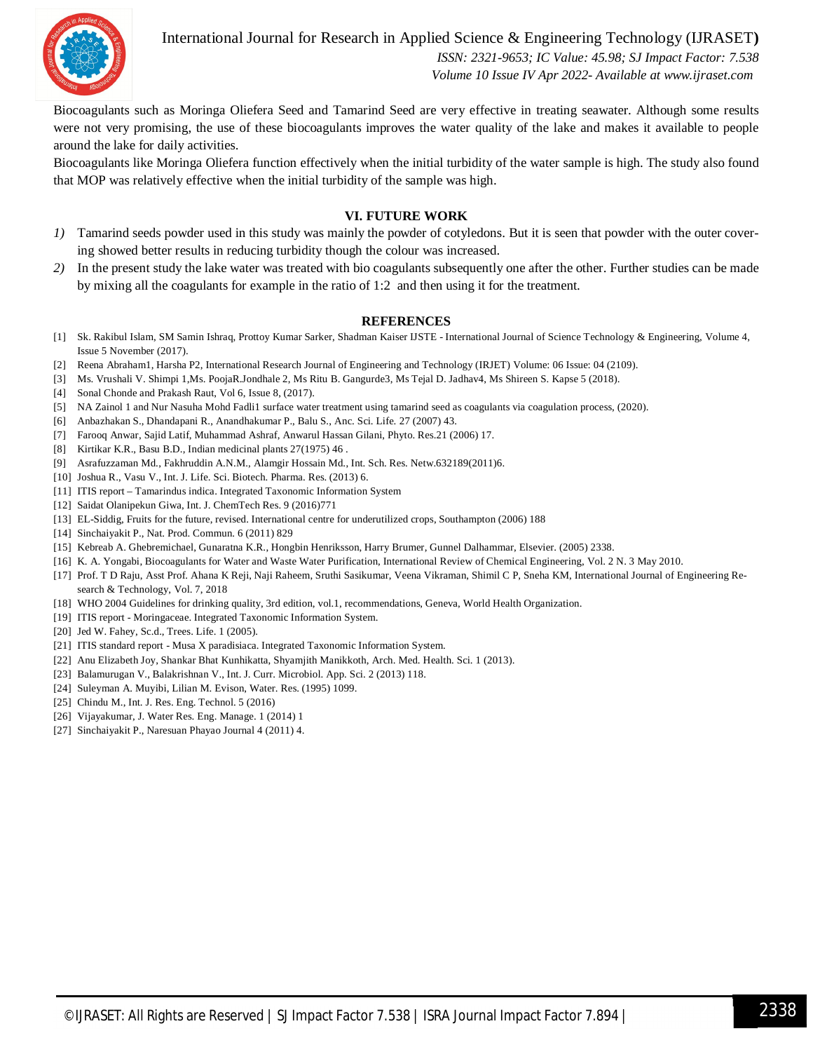Biocoagulants such as Moringa Oliefera Seed and Tamarind Seed are very effective in treating seawater. Although some results were not very promising, the use of these biocoagulants improves the water quality of the lake and makes it available to people around the lake for daily activities.

Biocoagulants like Moringa Oliefera function effectively when the initial turbidity of the water sample is high. The study also found that MOP was relatively effective when the initial turbidity of the sample was high.

## VI. FUTURE WORK

1) Tamarind seeds powder used in this study was mainly the powder of cotyledons. But it is seen that powder with the outer covering showed better results in reducing turbidity though the colour was increased.
2) In the present study the lake water was treated with bio coagulants subsequently one after the other. Further studies can be made by mixing all the coagulants for example in the ratio of 1:2 and then using it for the treatment.

## REFERENCES

[1] Sk. Rakibul Islam, SM Samin Ishraq, Prottoy Kumar Sarker, Shadman Kaiser IJSTE - International Journal of Science Technology & Engineering, Volume 4, Issue 5 November (2017).
[2] Reena Abraham1, Harsha P2, International Research Journal of Engineering and Technology (IRJET) Volume: 06 Issue: 04 (2109).
[3] Ms. Vrushali V. Shimpi 1,Ms. PoojaR.Jondhale 2, Ms Ritu B. Gangurde3, Ms Tejal D. Jadhav4, Ms Shireen S. Kapse 5 (2018).
[4] Sonal Chonde and Prakash Raut, Vol 6, Issue 8, (2017).
[5] NA Zainol 1 and Nur Nasuha Mohd Fadli1 surface water treatment using tamarind seed as coagulants via coagulation process, (2020).
[6] Anbazhakan S., Dhandapani R., Anandhakumar P., Balu S., Anc. Sci. Life. 27 (2007) 43.
[7] Farooq Anwar, Sajid Latif, Muhammad Ashraf, Anwarul Hassan Gilani, Phyto. Res.21 (2006) 17.
[8] Kirtikar K.R., Basu B.D., Indian medicinal plants 27(1975) 46 .
[9] Asrafuzzaman Md., Fakhruddin A.N.M., Alamgir Hossain Md., Int. Sch. Res. Netw.632189(2011)6.
[10] Joshua R., Vasu V., Int. J. Life. Sci. Biotech. Pharma. Res. (2013) 6.
[11] ITIS report – Tamarindus indica. Integrated Taxonomic Information System
[12] Saidat Olanipekun Giwa, Int. J. ChemTech Res. 9 (2016)771
[13] EL-Siddig, Fruits for the future, revised. International centre for underutilized crops, Southampton (2006) 188
[14] Sinchaiyakit P., Nat. Prod. Commun. 6 (2011) 829
[15] Kebreab A. Ghebremichael, Gunaratna K.R., Hongbin Henriksson, Harry Brumer, Gunnel Dalhammar, Elsevier. (2005) 2338.
[16] K. A. Yongabi, Biocoagulants for Water and Waste Water Purification, International Review of Chemical Engineering, Vol. 2 N. 3 May 2010.
[17] Prof. T D Raju, Asst Prof. Ahana K Reji, Naji Raheem, Sruthi Sasikumar, Veena Vikraman, Shimil C P, Sneha KM, International Journal of Engineering Research & Technology, Vol. 7, 2018
[18] WHO 2004 Guidelines for drinking quality, 3rd edition, vol.1, recommendations, Geneva, World Health Organization.
[19] ITIS report - Moringaceae. Integrated Taxonomic Information System.
[20] Jed W. Fahey, Sc.d., Trees. Life. 1 (2005).
[21] ITIS standard report - Musa X paradisiaca. Integrated Taxonomic Information System.
[22] Anu Elizabeth Joy, Shankar Bhat Kunhikatta, Shyamjith Manikkoth, Arch. Med. Health. Sci. 1 (2013).
[23] Balamurugan V., Balakrishnan V., Int. J. Curr. Microbiol. App. Sci. 2 (2013) 118.
[24] Suleyman A. Muyibi, Lilian M. Evison, Water. Res. (1995) 1099.
[25] Chindu M., Int. J. Res. Eng. Technol. 5 (2016)
[26] Vijayakumar, J. Water Res. Eng. Manage. 1 (2014) 1
[27] Sinchaiyakit P., Naresuan Phayao Journal 4 (2011) 4.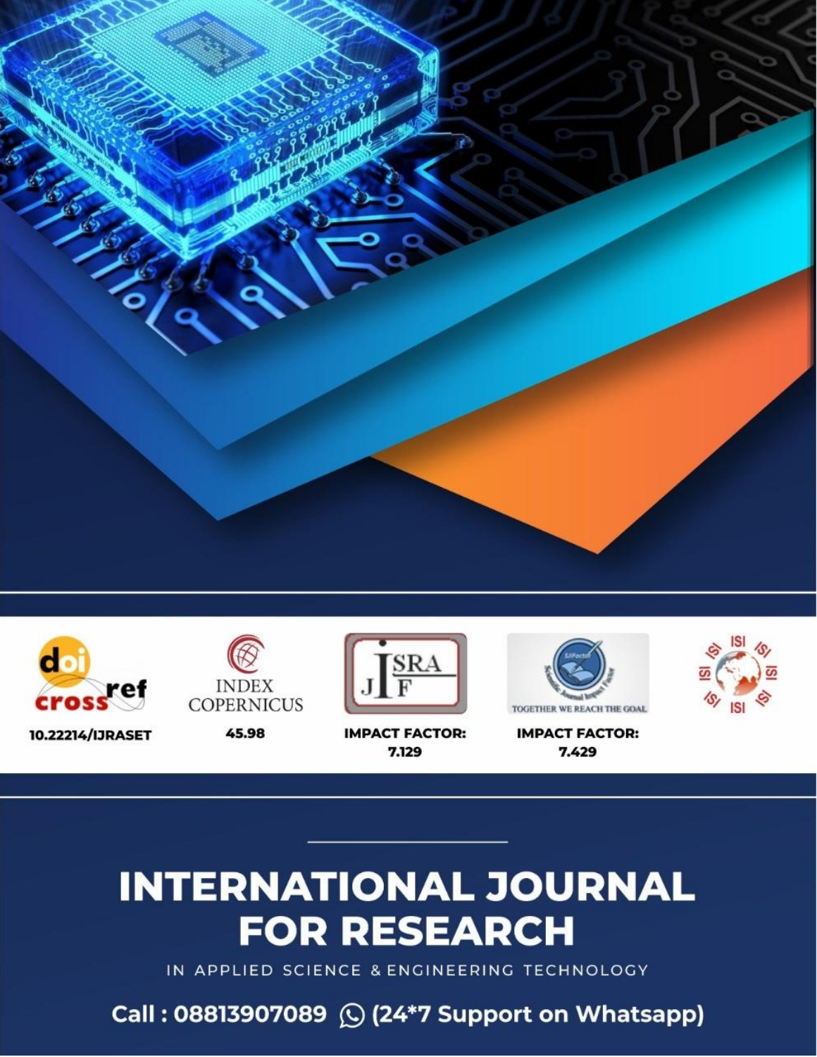doi crossref

10.22214/IJRASET

INDEX COPERNICUS

45.98

ISRA JIF

IMPACT FACTOR: 7.129

SJIFactor Scientific Journal Impact Factor

TOGETHER WE REACH THE GOAL

IMPACT FACTOR: 7.429

ISI

# INTERNATIONAL JOURNAL FOR RESEARCH

IN APPLIED SCIENCE & ENGINEERING TECHNOLOGY

Call : 08813907089 (24*7 Support on Whatsapp)